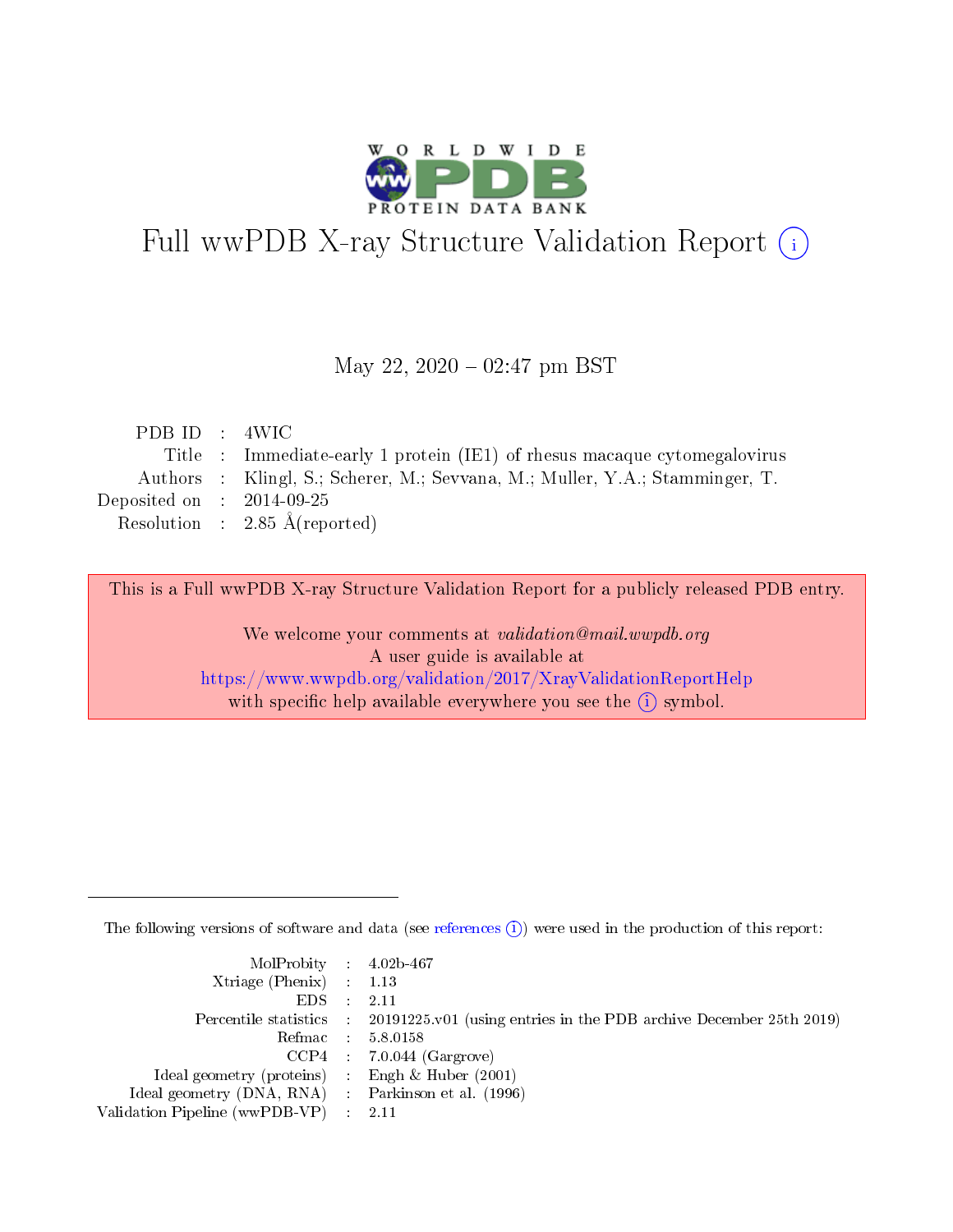# Full wwPDB X-ray Structure Validation Report (i)

May 22, 2020 – 02:47 pm BST

| | | |
|---|---|---|
| PDB ID | : | 4WIC |
| Title | : | Immediate-early 1 protein (IE1) of rhesus macaque cytomegalovirus |
| Authors | : | Klingl, S.; Scherer, M.; Sevvana, M.; Muller, Y.A.; Stamminger, T. |
| Deposited on | : | 2014-09-25 |
| Resolution | : | 2.85 Å(reported) |

This is a Full wwPDB X-ray Structure Validation Report for a publicly released PDB entry.

We welcome your comments at *validation@mail.wwpdb.org*
A user guide is available at
https://www.wwpdb.org/validation/2017/XrayValidationReportHelp
with specific help available everywhere you see the (i) symbol.

The following versions of software and data (see references (i)) were used in the production of this report:

| | | |
|---|---|---|
| MolProbity | : | 4.02b-467 |
| Xtriage (Phenix) | : | 1.13 |
| EDS | : | 2.11 |
| Percentile statistics | : | 20191225.v01 (using entries in the PDB archive December 25th 2019) |
| Refmac | : | 5.8.0158 |
| CCP4 | : | 7.0.044 (Gargrove) |
| Ideal geometry (proteins) | : | Engh & Huber (2001) |
| Ideal geometry (DNA, RNA) | : | Parkinson et al. (1996) |
| Validation Pipeline (wwPDB-VP) | : | 2.11 |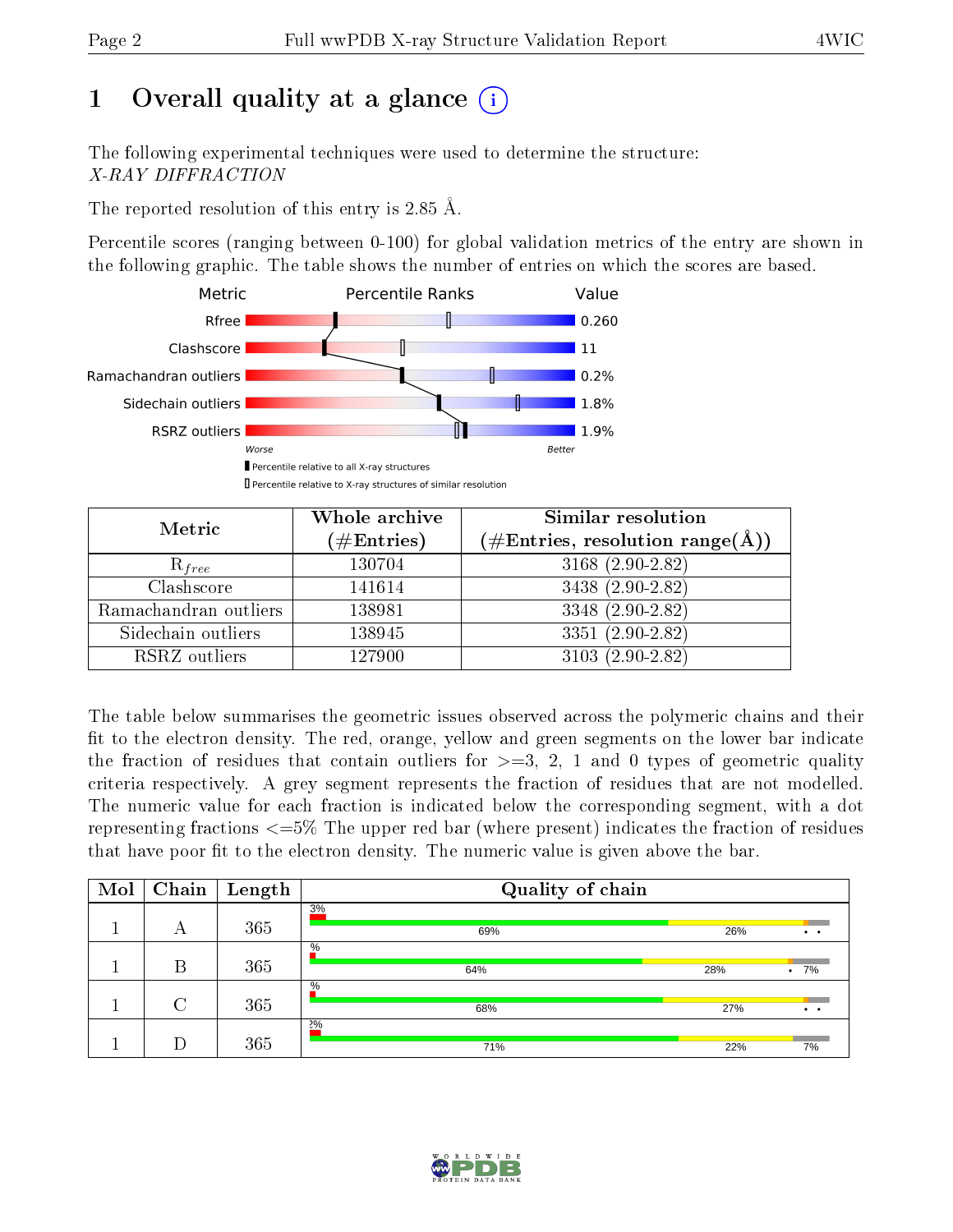# 1 Overall quality at a glance (i)

The following experimental techniques were used to determine the structure:
*X-RAY DIFFRACTION*

The reported resolution of this entry is 2.85 Å.

Percentile scores (ranging between 0-100) for global validation metrics of the entry are shown in the following graphic. The table shows the number of entries on which the scores are based.

Metric
Percentile Ranks
Value
Rfree 0.260
Clashscore 11
Ramachandran outliers 0.2%
Sidechain outliers 1.8%
RSRZ outliers 1.9%
Worse
Better
Percentile relative to all X-ray structures
Percentile relative to X-ray structures of similar resolution

| Metric | Whole archive (#Entries) | Similar resolution (#Entries, resolution range(Å)) |
|---|---|---|
| $R_{free}$ | 130704 | 3168 (2.90-2.82) |
| Clashscore | 141614 | 3438 (2.90-2.82) |
| Ramachandran outliers | 138981 | 3348 (2.90-2.82) |
| Sidechain outliers | 138945 | 3351 (2.90-2.82) |
| RSRZ outliers | 127900 | 3103 (2.90-2.82) |

The table below summarises the geometric issues observed across the polymeric chains and their fit to the electron density. The red, orange, yellow and green segments on the lower bar indicate the fraction of residues that contain outliers for >=3, 2, 1 and 0 types of geometric quality criteria respectively. A grey segment represents the fraction of residues that are not modelled. The numeric value for each fraction is indicated below the corresponding segment, with a dot representing fractions <=5% The upper red bar (where present) indicates the fraction of residues that have poor fit to the electron density. The numeric value is given above the bar.

| Mol | Chain | Length | Quality of chain |
|---|---|---|---|
| 1 | A | 365 | 3% / 69% / 26% / • • |
| 1 | B | 365 | % / 64% / 28% / • 7% |
| 1 | C | 365 | % / 68% / 27% / • • |
| 1 | D | 365 | 2% / 71% / 22% / 7% |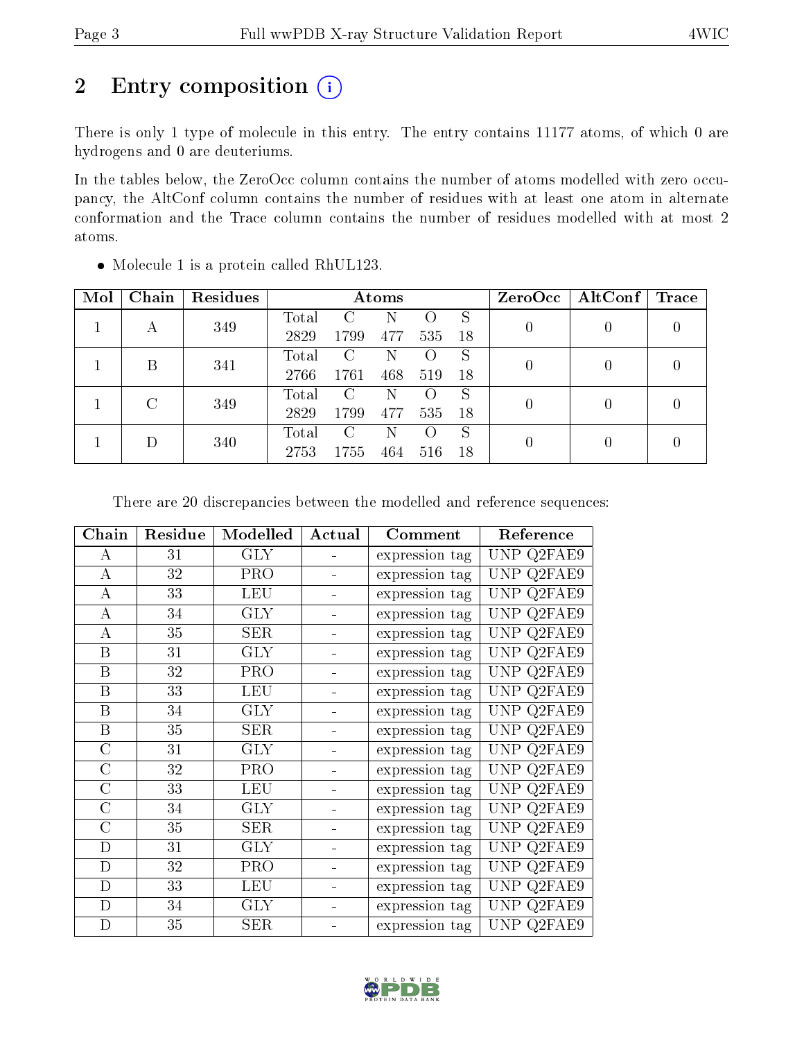# 2 Entry composition

There is only 1 type of molecule in this entry. The entry contains 11177 atoms, of which 0 are hydrogens and 0 are deuteriums.

In the tables below, the ZeroOcc column contains the number of atoms modelled with zero occupancy, the AltConf column contains the number of residues with at least one atom in alternate conformation and the Trace column contains the number of residues modelled with at most 2 atoms.

- Molecule 1 is a protein called RhUL123.

| Mol | Chain | Residues | Atoms | | | | | ZeroOcc | AltConf | Trace |
|---|---|---|---|---|---|---|---|---|---|---|
| | | | Total | C | N | O | S | | | |
| 1 | A | 349 | 2829 | 1799 | 477 | 535 | 18 | 0 | 0 | 0 |
| 1 | B | 341 | 2766 | 1761 | 468 | 519 | 18 | 0 | 0 | 0 |
| 1 | C | 349 | 2829 | 1799 | 477 | 535 | 18 | 0 | 0 | 0 |
| 1 | D | 340 | 2753 | 1755 | 464 | 516 | 18 | 0 | 0 | 0 |

There are 20 discrepancies between the modelled and reference sequences:

| Chain | Residue | Modelled | Actual | Comment | Reference |
|---|---|---|---|---|---|
| A | 31 | GLY | - | expression tag | UNP Q2FAE9 |
| A | 32 | PRO | - | expression tag | UNP Q2FAE9 |
| A | 33 | LEU | - | expression tag | UNP Q2FAE9 |
| A | 34 | GLY | - | expression tag | UNP Q2FAE9 |
| A | 35 | SER | - | expression tag | UNP Q2FAE9 |
| B | 31 | GLY | - | expression tag | UNP Q2FAE9 |
| B | 32 | PRO | - | expression tag | UNP Q2FAE9 |
| B | 33 | LEU | - | expression tag | UNP Q2FAE9 |
| B | 34 | GLY | - | expression tag | UNP Q2FAE9 |
| B | 35 | SER | - | expression tag | UNP Q2FAE9 |
| C | 31 | GLY | - | expression tag | UNP Q2FAE9 |
| C | 32 | PRO | - | expression tag | UNP Q2FAE9 |
| C | 33 | LEU | - | expression tag | UNP Q2FAE9 |
| C | 34 | GLY | - | expression tag | UNP Q2FAE9 |
| C | 35 | SER | - | expression tag | UNP Q2FAE9 |
| D | 31 | GLY | - | expression tag | UNP Q2FAE9 |
| D | 32 | PRO | - | expression tag | UNP Q2FAE9 |
| D | 33 | LEU | - | expression tag | UNP Q2FAE9 |
| D | 34 | GLY | - | expression tag | UNP Q2FAE9 |
| D | 35 | SER | - | expression tag | UNP Q2FAE9 |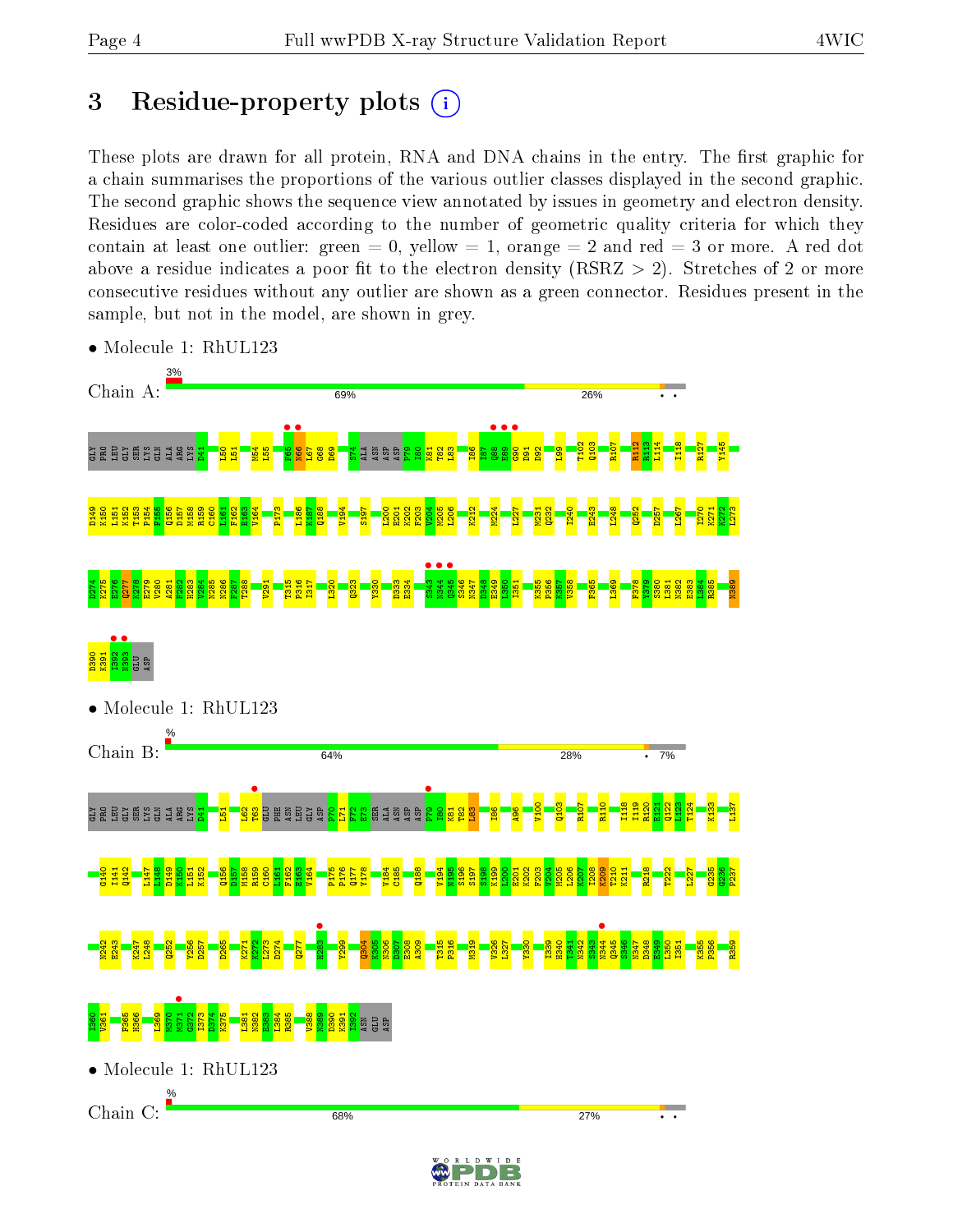# 3 Residue-property plots

These plots are drawn for all protein, RNA and DNA chains in the entry. The first graphic for a chain summarises the proportions of the various outlier classes displayed in the second graphic. The second graphic shows the sequence view annotated by issues in geometry and electron density. Residues are color-coded according to the number of geometric quality criteria for which they contain at least one outlier: green = 0, yellow = 1, orange = 2 and red = 3 or more. A red dot above a residue indicates a poor fit to the electron density (RSRZ > 2). Stretches of 2 or more consecutive residues without any outlier are shown as a green connector. Residues present in the sample, but not in the model, are shown in grey.

- Molecule 1: RhUL123

Chain A:

3%

69%

26%

• •

GLY PRO LEU GLY SER LYS GLN ALA ARG LYS D41 L50 L51 M54 L55 F65 M66 L67 G68 D69 S74 ALA ASN ASP ASP P79 I80 K81 T82 L83 I86 I87 Q88 E89 G90 D91 D92 L99 T102 Q103 R107 R112 R113 L114 I118 R127 Y145

D149 K150 L151 K152 T153 F154 F155 Q156 D157 M158 R159 C160 L161 F162 E163 V164 P173 L186 K187 Q188 V194 S197 I200 E201 K202 F203 V204 M205 L206 K212 M224 L227 M231 Q232 I240 E243 L248 Q252 D257 L267 I270 K271 K272 L273

D274 I275 E276 Q277 K278 E279 V280 A281 F282 H283 V284 N285 N286 F287 T288 V291 T315 P316 I317 I320 Q323 Y330 D333 E334 S343 N344 Q345 S346 N347 D348 E349 L350 I351 K355 P356 K357 V358 F365 L369 F378 Y379 S380 L381 N382 E383 L384 R385 N389

D390 K391 I392 N393 GLU ASP

- Molecule 1: RhUL123

Chain B:

%

64%

28%

• 7%

GLY PRO LEU GLY SER LYS GLN ALA ARG LYS D41 L51 L62 T63 GLU PHE ASN LEU GLY ASP P70 L71 F72 E73 SER ALA ASN ASP ASP P79 I80 K81 T82 L83 I86 A96 V100 Q103 R107 R110 I118 I119 R120 E121 Q122 L123 T124 K133 L137

G140 I141 Q142 L147 L148 D149 K150 L151 K152 Q156 D157 M158 R159 C160 L161 F162 E163 V164 P175 P176 Q177 Y178 V184 C185 Q188 V194 N195 S196 S197 S198 K199 I200 E201 K202 F203 V204 M205 L206 K207 I208 K209 T210 K211 R218 T222 L227 G235 G236 P237

N242 E243 K247 L248 Q252 Y256 D257 D265 K271 K272 L273 D274 Q277 H283 Y299 Q304 K305 N306 D307 E308 A309 T315 P316 M319 V326 L327 Y330 I339 H340 T341 N342 S343 N344 Q345 S346 N347 D348 E349 L350 I351 K355 P356 R359

I360 V361 F365 H366 L369 N370 N371 G372 I373 D374 K375 L381 N382 E383 L384 R385 V388 N389 D390 K391 I392 ASN GLU ASP

- Molecule 1: RhUL123

Chain C:

%

68%

27%

• •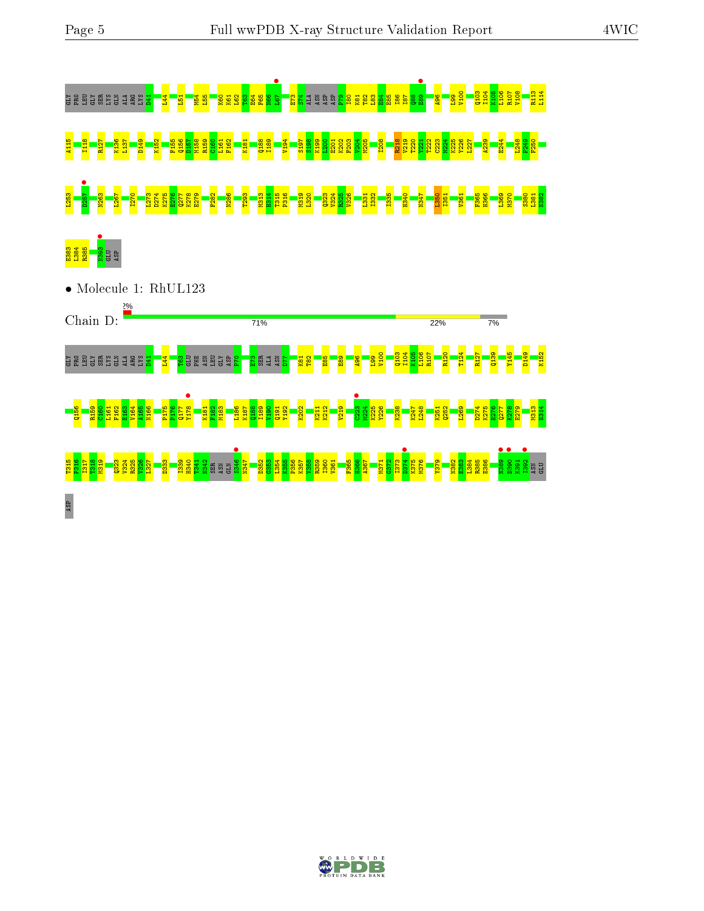GLY PRO LEU GLY SER LYS GLN ALA ARG LYS D41 L44 L51 M54 L55 K60 K61 L62 T63 E64 F65 N66 L67 E73 S74 ALA ASN ASP ASP P79 I80 K81 T82 L83 E84 E85 I86 I87 Q88 E89 A96 L99 V100 Q103 I104 K105 L106 R107 V108 R113 L114

A115 I118 R127 K136 L137 D149 K152 F155 Q156 D157 M158 R159 C160 L161 F162 K181 Q188 I189 V194 S197 S198 K199 L200 E201 K202 F203 V204 M205 I208 R218 V219 T220 Y221 T222 C223 M224 K225 Y226 L227 A239 E244 L248 F249 F250

L253 D257 N263 L267 I270 L273 D274 K275 E276 Q277 K278 E279 F282 N286 T293 M313 H314 T315 P316 M319 L320 Q323 V324 R325 V326 L331 I332 I335 H340 N347 L350 I351 V361 F365 H366 L369 M370 S380 L381 N382

E383 L384 K385 N393 GLU ASP

- Molecule 1: RhUL123

Chain D:

2%

71%

22%

7%

GLY PRO LEU GLY SER LYS GLN ALA ARG LYS D41 L44 T63 GLU PHE ASN LEU GLY ASP P70 E73 SER ALA ASN D77 K81 T82 E85 E89 A96 L99 V100 Q103 I104 K105 L106 R107 R120 T124 R127 Q139 Y145 D149 K152

Q156 R159 C160 L161 F162 E163 V164 A165 N166 P175 P176 Q177 Y178 K181 F182 M183 L186 K187 Q188 I189 V190 Q191 Y192 K202 K211 K212 V219 C223 M224 K225 Y226 K238 K247 L248 K251 Q252 L269 D274 K275 E276 Q277 K278 E279 M313 H314

T315 P316 I317 T318 M319 Q323 V324 R325 V326 L327 D333 I339 H340 T341 N342 SER ASN GLN S346 N347 D352 G353 L354 K355 P356 K357 V358 R359 I360 V361 F365 H366 A367 M371 G372 I373 D374 K375 M376 Y379 N382 E383 L384 R385 E386 N389 F390 K391 I392 ASN GLU

ASP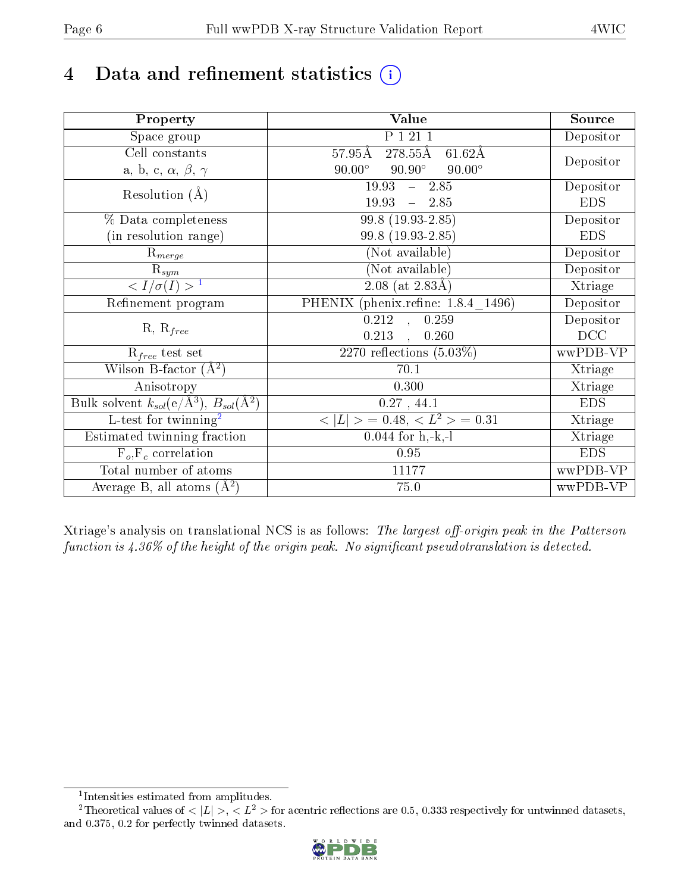# 4 Data and refinement statistics

| Property | Value | Source |
|---|---|---|
| Space group | P 1 21 1 | Depositor |
| Cell constants<br>a, b, c, $\alpha$, $\beta$, $\gamma$ | 57.95Å 278.55Å 61.62Å<br>90.00° 90.90° 90.00° | Depositor |
| Resolution (Å) | 19.93 – 2.85<br>19.93 – 2.85 | Depositor<br>EDS |
| % Data completeness<br>(in resolution range) | 99.8 (19.93-2.85)<br>99.8 (19.93-2.85) | Depositor<br>EDS |
| $R_{merge}$ | (Not available) | Depositor |
| $R_{sym}$ | (Not available) | Depositor |
| $< I/\sigma(I) >$ [1] | 2.08 (at 2.83Å) | Xtriage |
| Refinement program | PHENIX (phenix.refine: 1.8.4_1496) | Depositor |
| R, $R_{free}$ | 0.212 , 0.259<br>0.213 , 0.260 | Depositor<br>DCC |
| $R_{free}$ test set | 2270 reflections (5.03%) | wwPDB-VP |
| Wilson B-factor (Å$^2$) | 70.1 | Xtriage |
| Anisotropy | 0.300 | Xtriage |
| Bulk solvent $k_{sol}$(e/Å$^3$), $B_{sol}$(Å$^2$) | 0.27 , 44.1 | EDS |
| L-test for twinning[2] | $< \|L\| >$ = 0.48, $< L^2 >$ = 0.31 | Xtriage |
| Estimated twinning fraction | 0.044 for h,-k,-l | Xtriage |
| $F_o$,$F_c$ correlation | 0.95 | EDS |
| Total number of atoms | 11177 | wwPDB-VP |
| Average B, all atoms (Å$^2$) | 75.0 | wwPDB-VP |

Xtriage's analysis on translational NCS is as follows: *The largest off-origin peak in the Patterson function is 4.36% of the height of the origin peak. No significant pseudotranslation is detected.*

[1] Intensities estimated from amplitudes.

[2] Theoretical values of $< |L| >$, $< L^2 >$ for acentric reflections are 0.5, 0.333 respectively for untwinned datasets, and 0.375, 0.2 for perfectly twinned datasets.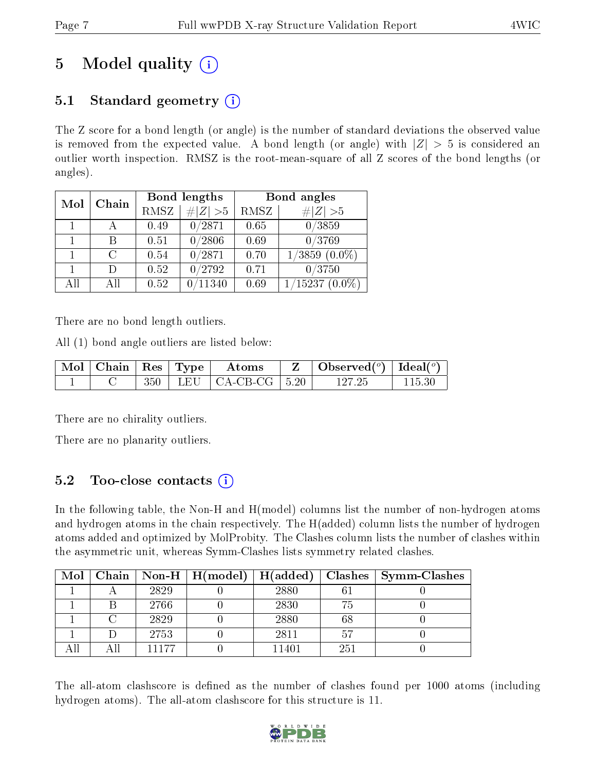# 5 Model quality (i)

## 5.1 Standard geometry (i)

The Z score for a bond length (or angle) is the number of standard deviations the observed value is removed from the expected value. A bond length (or angle) with $|Z| > 5$ is considered an outlier worth inspection. RMSZ is the root-mean-square of all Z scores of the bond lengths (or angles).

| Mol | Chain | Bond lengths | | Bond angles | |
|---|---|---|---|---|---|
| | | RMSZ | $\#\|Z\| >5$ | RMSZ | $\#\|Z\| >5$ |
| 1 | A | 0.49 | 0/2871 | 0.65 | 0/3859 |
| 1 | B | 0.51 | 0/2806 | 0.69 | 0/3769 |
| 1 | C | 0.54 | 0/2871 | 0.70 | 1/3859 (0.0%) |
| 1 | D | 0.52 | 0/2792 | 0.71 | 0/3750 |
| All | All | 0.52 | 0/11340 | 0.69 | 1/15237 (0.0%) |

There are no bond length outliers.

All (1) bond angle outliers are listed below:

| Mol | Chain | Res | Type | Atoms | Z | Observed(°) | Ideal(°) |
|---|---|---|---|---|---|---|---|
| 1 | C | 350 | LEU | CA-CB-CG | 5.20 | 127.25 | 115.30 |

There are no chirality outliers.

There are no planarity outliers.

## 5.2 Too-close contacts (i)

In the following table, the Non-H and H(model) columns list the number of non-hydrogen atoms and hydrogen atoms in the chain respectively. The H(added) column lists the number of hydrogen atoms added and optimized by MolProbity. The Clashes column lists the number of clashes within the asymmetric unit, whereas Symm-Clashes lists symmetry related clashes.

| Mol | Chain | Non-H | H(model) | H(added) | Clashes | Symm-Clashes |
|---|---|---|---|---|---|---|
| 1 | A | 2829 | 0 | 2880 | 61 | 0 |
| 1 | B | 2766 | 0 | 2830 | 75 | 0 |
| 1 | C | 2829 | 0 | 2880 | 68 | 0 |
| 1 | D | 2753 | 0 | 2811 | 57 | 0 |
| All | All | 11177 | 0 | 11401 | 251 | 0 |

The all-atom clashscore is defined as the number of clashes found per 1000 atoms (including hydrogen atoms). The all-atom clashscore for this structure is 11.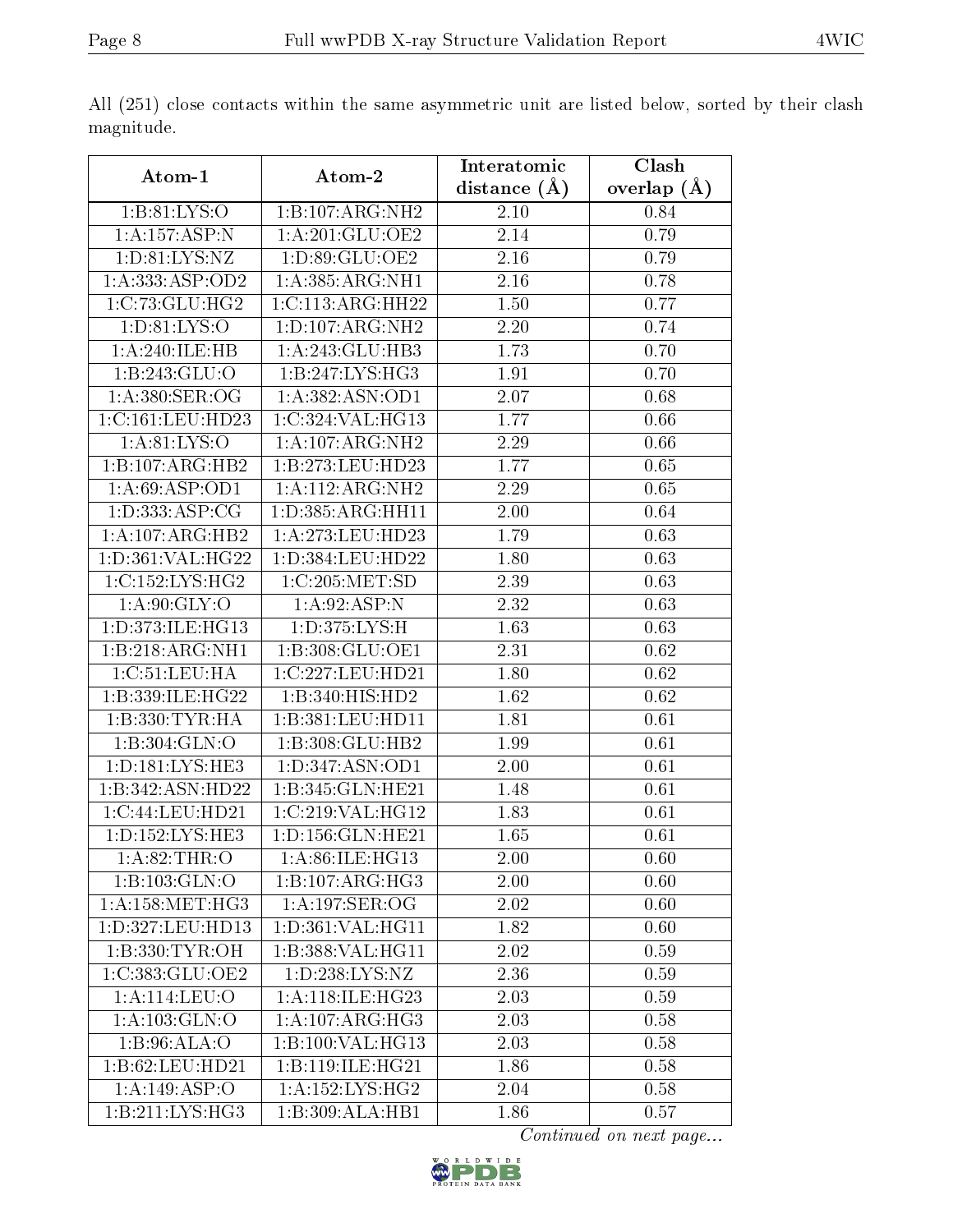All (251) close contacts within the same asymmetric unit are listed below, sorted by their clash magnitude.

| Atom-1 | Atom-2 | Interatomic distance (Å) | Clash overlap (Å) |
|---|---|---|---|
| 1:B:81:LYS:O | 1:B:107:ARG:NH2 | 2.10 | 0.84 |
| 1:A:157:ASP:N | 1:A:201:GLU:OE2 | 2.14 | 0.79 |
| 1:D:81:LYS:NZ | 1:D:89:GLU:OE2 | 2.16 | 0.79 |
| 1:A:333:ASP:OD2 | 1:A:385:ARG:NH1 | 2.16 | 0.78 |
| 1:C:73:GLU:HG2 | 1:C:113:ARG:HH22 | 1.50 | 0.77 |
| 1:D:81:LYS:O | 1:D:107:ARG:NH2 | 2.20 | 0.74 |
| 1:A:240:ILE:HB | 1:A:243:GLU:HB3 | 1.73 | 0.70 |
| 1:B:243:GLU:O | 1:B:247:LYS:HG3 | 1.91 | 0.70 |
| 1:A:380:SER:OG | 1:A:382:ASN:OD1 | 2.07 | 0.68 |
| 1:C:161:LEU:HD23 | 1:C:324:VAL:HG13 | 1.77 | 0.66 |
| 1:A:81:LYS:O | 1:A:107:ARG:NH2 | 2.29 | 0.66 |
| 1:B:107:ARG:HB2 | 1:B:273:LEU:HD23 | 1.77 | 0.65 |
| 1:A:69:ASP:OD1 | 1:A:112:ARG:NH2 | 2.29 | 0.65 |
| 1:D:333:ASP:CG | 1:D:385:ARG:HH11 | 2.00 | 0.64 |
| 1:A:107:ARG:HB2 | 1:A:273:LEU:HD23 | 1.79 | 0.63 |
| 1:D:361:VAL:HG22 | 1:D:384:LEU:HD22 | 1.80 | 0.63 |
| 1:C:152:LYS:HG2 | 1:C:205:MET:SD | 2.39 | 0.63 |
| 1:A:90:GLY:O | 1:A:92:ASP:N | 2.32 | 0.63 |
| 1:D:373:ILE:HG13 | 1:D:375:LYS:H | 1.63 | 0.63 |
| 1:B:218:ARG:NH1 | 1:B:308:GLU:OE1 | 2.31 | 0.62 |
| 1:C:51:LEU:HA | 1:C:227:LEU:HD21 | 1.80 | 0.62 |
| 1:B:339:ILE:HG22 | 1:B:340:HIS:HD2 | 1.62 | 0.62 |
| 1:B:330:TYR:HA | 1:B:381:LEU:HD11 | 1.81 | 0.61 |
| 1:B:304:GLN:O | 1:B:308:GLU:HB2 | 1.99 | 0.61 |
| 1:D:181:LYS:HE3 | 1:D:347:ASN:OD1 | 2.00 | 0.61 |
| 1:B:342:ASN:HD22 | 1:B:345:GLN:HE21 | 1.48 | 0.61 |
| 1:C:44:LEU:HD21 | 1:C:219:VAL:HG12 | 1.83 | 0.61 |
| 1:D:152:LYS:HE3 | 1:D:156:GLN:HE21 | 1.65 | 0.61 |
| 1:A:82:THR:O | 1:A:86:ILE:HG13 | 2.00 | 0.60 |
| 1:B:103:GLN:O | 1:B:107:ARG:HG3 | 2.00 | 0.60 |
| 1:A:158:MET:HG3 | 1:A:197:SER:OG | 2.02 | 0.60 |
| 1:D:327:LEU:HD13 | 1:D:361:VAL:HG11 | 1.82 | 0.60 |
| 1:B:330:TYR:OH | 1:B:388:VAL:HG11 | 2.02 | 0.59 |
| 1:C:383:GLU:OE2 | 1:D:238:LYS:NZ | 2.36 | 0.59 |
| 1:A:114:LEU:O | 1:A:118:ILE:HG23 | 2.03 | 0.59 |
| 1:A:103:GLN:O | 1:A:107:ARG:HG3 | 2.03 | 0.58 |
| 1:B:96:ALA:O | 1:B:100:VAL:HG13 | 2.03 | 0.58 |
| 1:B:62:LEU:HD21 | 1:B:119:ILE:HG21 | 1.86 | 0.58 |
| 1:A:149:ASP:O | 1:A:152:LYS:HG2 | 2.04 | 0.58 |
| 1:B:211:LYS:HG3 | 1:B:309:ALA:HB1 | 1.86 | 0.57 |

*Continued on next page...*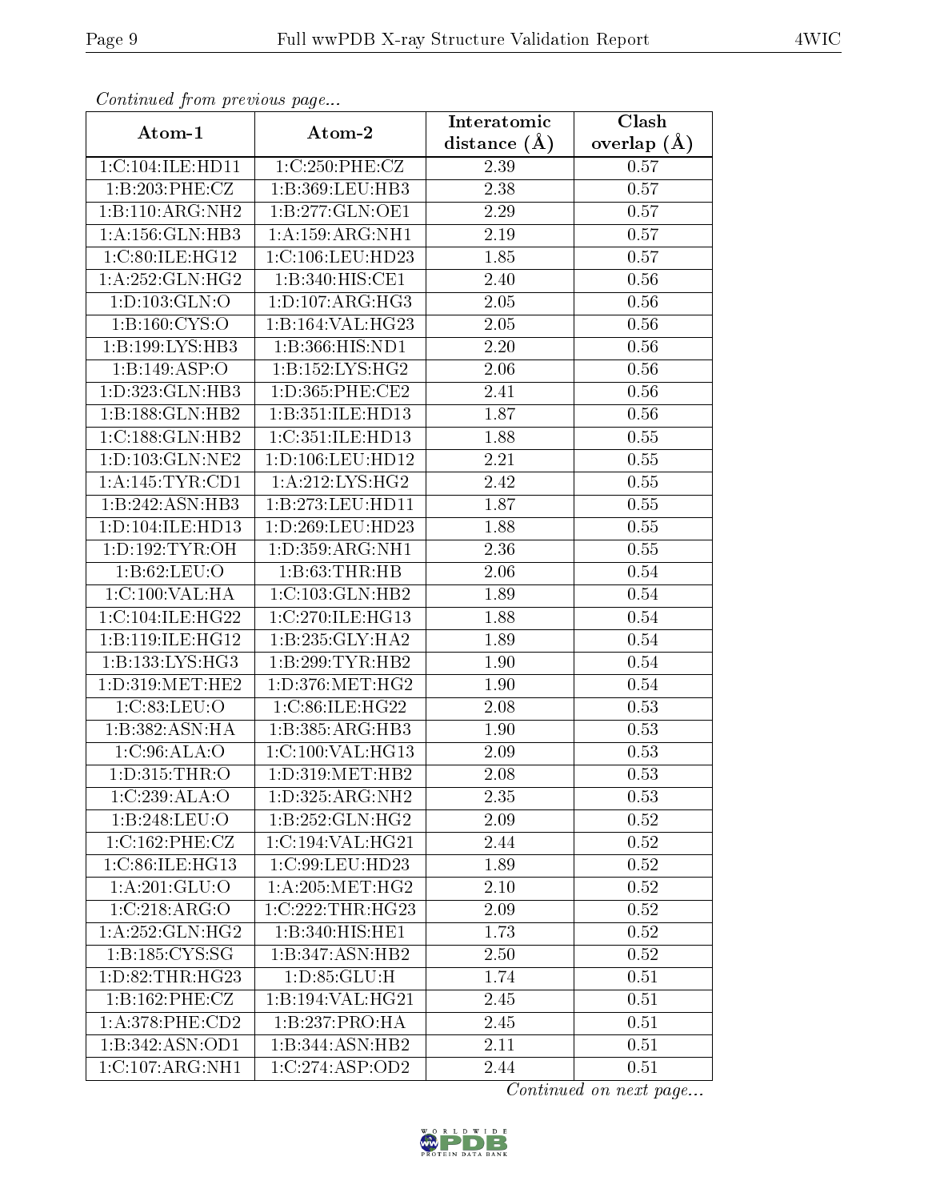*Continued from previous page...*

| Atom-1 | Atom-2 | Interatomic distance (Å) | Clash overlap (Å) |
| --- | --- | --- | --- |
| 1:C:104:ILE:HD11 | 1:C:250:PHE:CZ | 2.39 | 0.57 |
| 1:B:203:PHE:CZ | 1:B:369:LEU:HB3 | 2.38 | 0.57 |
| 1:B:110:ARG:NH2 | 1:B:277:GLN:OE1 | 2.29 | 0.57 |
| 1:A:156:GLN:HB3 | 1:A:159:ARG:NH1 | 2.19 | 0.57 |
| 1:C:80:ILE:HG12 | 1:C:106:LEU:HD23 | 1.85 | 0.57 |
| 1:A:252:GLN:HG2 | 1:B:340:HIS:CE1 | 2.40 | 0.56 |
| 1:D:103:GLN:O | 1:D:107:ARG:HG3 | 2.05 | 0.56 |
| 1:B:160:CYS:O | 1:B:164:VAL:HG23 | 2.05 | 0.56 |
| 1:B:199:LYS:HB3 | 1:B:366:HIS:ND1 | 2.20 | 0.56 |
| 1:B:149:ASP:O | 1:B:152:LYS:HG2 | 2.06 | 0.56 |
| 1:D:323:GLN:HB3 | 1:D:365:PHE:CE2 | 2.41 | 0.56 |
| 1:B:188:GLN:HB2 | 1:B:351:ILE:HD13 | 1.87 | 0.56 |
| 1:C:188:GLN:HB2 | 1:C:351:ILE:HD13 | 1.88 | 0.55 |
| 1:D:103:GLN:NE2 | 1:D:106:LEU:HD12 | 2.21 | 0.55 |
| 1:A:145:TYR:CD1 | 1:A:212:LYS:HG2 | 2.42 | 0.55 |
| 1:B:242:ASN:HB3 | 1:B:273:LEU:HD11 | 1.87 | 0.55 |
| 1:D:104:ILE:HD13 | 1:D:269:LEU:HD23 | 1.88 | 0.55 |
| 1:D:192:TYR:OH | 1:D:359:ARG:NH1 | 2.36 | 0.55 |
| 1:B:62:LEU:O | 1:B:63:THR:HB | 2.06 | 0.54 |
| 1:C:100:VAL:HA | 1:C:103:GLN:HB2 | 1.89 | 0.54 |
| 1:C:104:ILE:HG22 | 1:C:270:ILE:HG13 | 1.88 | 0.54 |
| 1:B:119:ILE:HG12 | 1:B:235:GLY:HA2 | 1.89 | 0.54 |
| 1:B:133:LYS:HG3 | 1:B:299:TYR:HB2 | 1.90 | 0.54 |
| 1:D:319:MET:HE2 | 1:D:376:MET:HG2 | 1.90 | 0.54 |
| 1:C:83:LEU:O | 1:C:86:ILE:HG22 | 2.08 | 0.53 |
| 1:B:382:ASN:HA | 1:B:385:ARG:HB3 | 1.90 | 0.53 |
| 1:C:96:ALA:O | 1:C:100:VAL:HG13 | 2.09 | 0.53 |
| 1:D:315:THR:O | 1:D:319:MET:HB2 | 2.08 | 0.53 |
| 1:C:239:ALA:O | 1:D:325:ARG:NH2 | 2.35 | 0.53 |
| 1:B:248:LEU:O | 1:B:252:GLN:HG2 | 2.09 | 0.52 |
| 1:C:162:PHE:CZ | 1:C:194:VAL:HG21 | 2.44 | 0.52 |
| 1:C:86:ILE:HG13 | 1:C:99:LEU:HD23 | 1.89 | 0.52 |
| 1:A:201:GLU:O | 1:A:205:MET:HG2 | 2.10 | 0.52 |
| 1:C:218:ARG:O | 1:C:222:THR:HG23 | 2.09 | 0.52 |
| 1:A:252:GLN:HG2 | 1:B:340:HIS:HE1 | 1.73 | 0.52 |
| 1:B:185:CYS:SG | 1:B:347:ASN:HB2 | 2.50 | 0.52 |
| 1:D:82:THR:HG23 | 1:D:85:GLU:H | 1.74 | 0.51 |
| 1:B:162:PHE:CZ | 1:B:194:VAL:HG21 | 2.45 | 0.51 |
| 1:A:378:PHE:CD2 | 1:B:237:PRO:HA | 2.45 | 0.51 |
| 1:B:342:ASN:OD1 | 1:B:344:ASN:HB2 | 2.11 | 0.51 |
| 1:C:107:ARG:NH1 | 1:C:274:ASP:OD2 | 2.44 | 0.51 |

*Continued on next page...*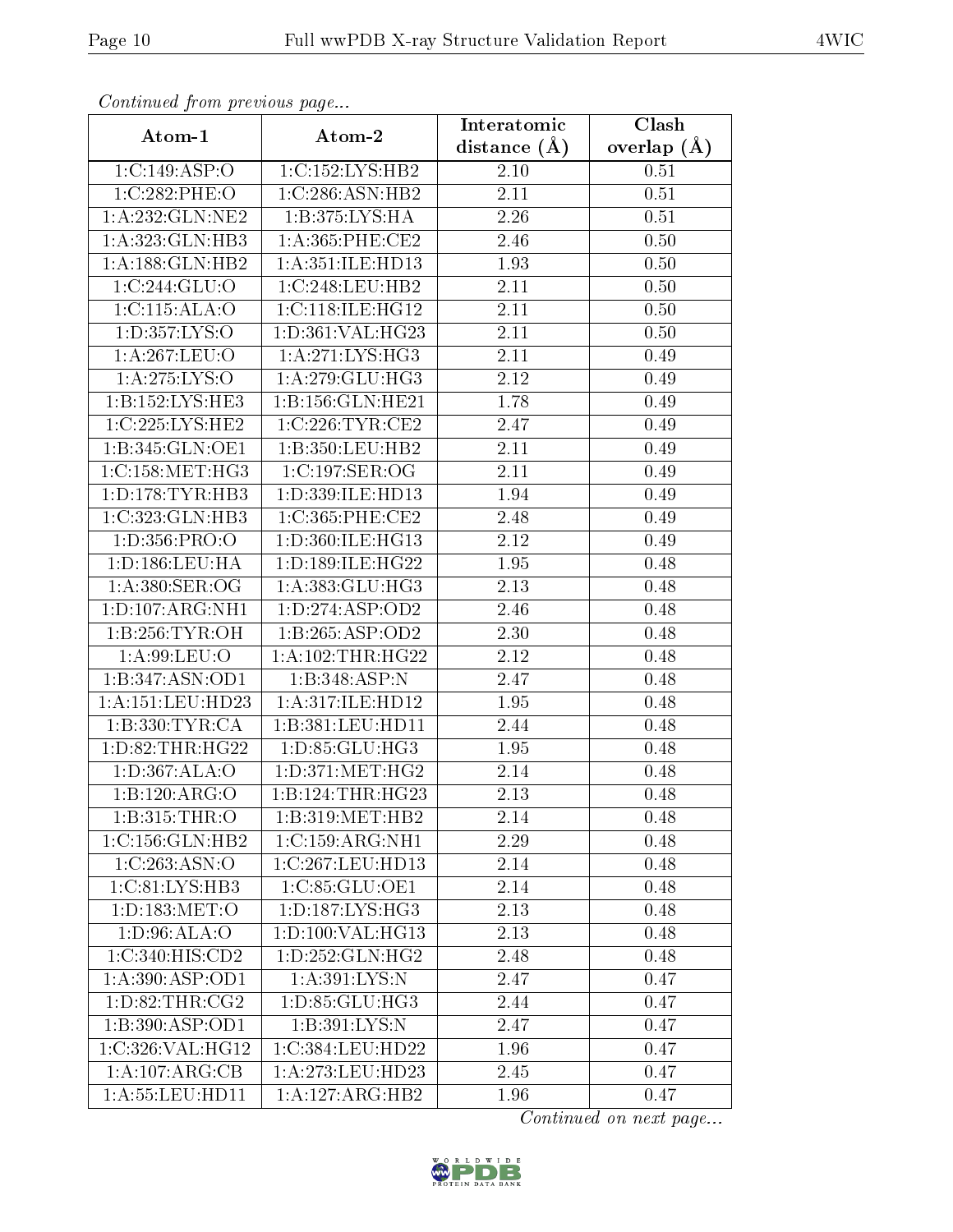*Continued from previous page...*

| Atom-1 | Atom-2 | Interatomic distance (Å) | Clash overlap (Å) |
|---|---|---|---|
| 1:C:149:ASP:O | 1:C:152:LYS:HB2 | 2.10 | 0.51 |
| 1:C:282:PHE:O | 1:C:286:ASN:HB2 | 2.11 | 0.51 |
| 1:A:232:GLN:NE2 | 1:B:375:LYS:HA | 2.26 | 0.51 |
| 1:A:323:GLN:HB3 | 1:A:365:PHE:CE2 | 2.46 | 0.50 |
| 1:A:188:GLN:HB2 | 1:A:351:ILE:HD13 | 1.93 | 0.50 |
| 1:C:244:GLU:O | 1:C:248:LEU:HB2 | 2.11 | 0.50 |
| 1:C:115:ALA:O | 1:C:118:ILE:HG12 | 2.11 | 0.50 |
| 1:D:357:LYS:O | 1:D:361:VAL:HG23 | 2.11 | 0.50 |
| 1:A:267:LEU:O | 1:A:271:LYS:HG3 | 2.11 | 0.49 |
| 1:A:275:LYS:O | 1:A:279:GLU:HG3 | 2.12 | 0.49 |
| 1:B:152:LYS:HE3 | 1:B:156:GLN:HE21 | 1.78 | 0.49 |
| 1:C:225:LYS:HE2 | 1:C:226:TYR:CE2 | 2.47 | 0.49 |
| 1:B:345:GLN:OE1 | 1:B:350:LEU:HB2 | 2.11 | 0.49 |
| 1:C:158:MET:HG3 | 1:C:197:SER:OG | 2.11 | 0.49 |
| 1:D:178:TYR:HB3 | 1:D:339:ILE:HD13 | 1.94 | 0.49 |
| 1:C:323:GLN:HB3 | 1:C:365:PHE:CE2 | 2.48 | 0.49 |
| 1:D:356:PRO:O | 1:D:360:ILE:HG13 | 2.12 | 0.49 |
| 1:D:186:LEU:HA | 1:D:189:ILE:HG22 | 1.95 | 0.48 |
| 1:A:380:SER:OG | 1:A:383:GLU:HG3 | 2.13 | 0.48 |
| 1:D:107:ARG:NH1 | 1:D:274:ASP:OD2 | 2.46 | 0.48 |
| 1:B:256:TYR:OH | 1:B:265:ASP:OD2 | 2.30 | 0.48 |
| 1:A:99:LEU:O | 1:A:102:THR:HG22 | 2.12 | 0.48 |
| 1:B:347:ASN:OD1 | 1:B:348:ASP:N | 2.47 | 0.48 |
| 1:A:151:LEU:HD23 | 1:A:317:ILE:HD12 | 1.95 | 0.48 |
| 1:B:330:TYR:CA | 1:B:381:LEU:HD11 | 2.44 | 0.48 |
| 1:D:82:THR:HG22 | 1:D:85:GLU:HG3 | 1.95 | 0.48 |
| 1:D:367:ALA:O | 1:D:371:MET:HG2 | 2.14 | 0.48 |
| 1:B:120:ARG:O | 1:B:124:THR:HG23 | 2.13 | 0.48 |
| 1:B:315:THR:O | 1:B:319:MET:HB2 | 2.14 | 0.48 |
| 1:C:156:GLN:HB2 | 1:C:159:ARG:NH1 | 2.29 | 0.48 |
| 1:C:263:ASN:O | 1:C:267:LEU:HD13 | 2.14 | 0.48 |
| 1:C:81:LYS:HB3 | 1:C:85:GLU:OE1 | 2.14 | 0.48 |
| 1:D:183:MET:O | 1:D:187:LYS:HG3 | 2.13 | 0.48 |
| 1:D:96:ALA:O | 1:D:100:VAL:HG13 | 2.13 | 0.48 |
| 1:C:340:HIS:CD2 | 1:D:252:GLN:HG2 | 2.48 | 0.48 |
| 1:A:390:ASP:OD1 | 1:A:391:LYS:N | 2.47 | 0.47 |
| 1:D:82:THR:CG2 | 1:D:85:GLU:HG3 | 2.44 | 0.47 |
| 1:B:390:ASP:OD1 | 1:B:391:LYS:N | 2.47 | 0.47 |
| 1:C:326:VAL:HG12 | 1:C:384:LEU:HD22 | 1.96 | 0.47 |
| 1:A:107:ARG:CB | 1:A:273:LEU:HD23 | 2.45 | 0.47 |
| 1:A:55:LEU:HD11 | 1:A:127:ARG:HB2 | 1.96 | 0.47 |

*Continued on next page...*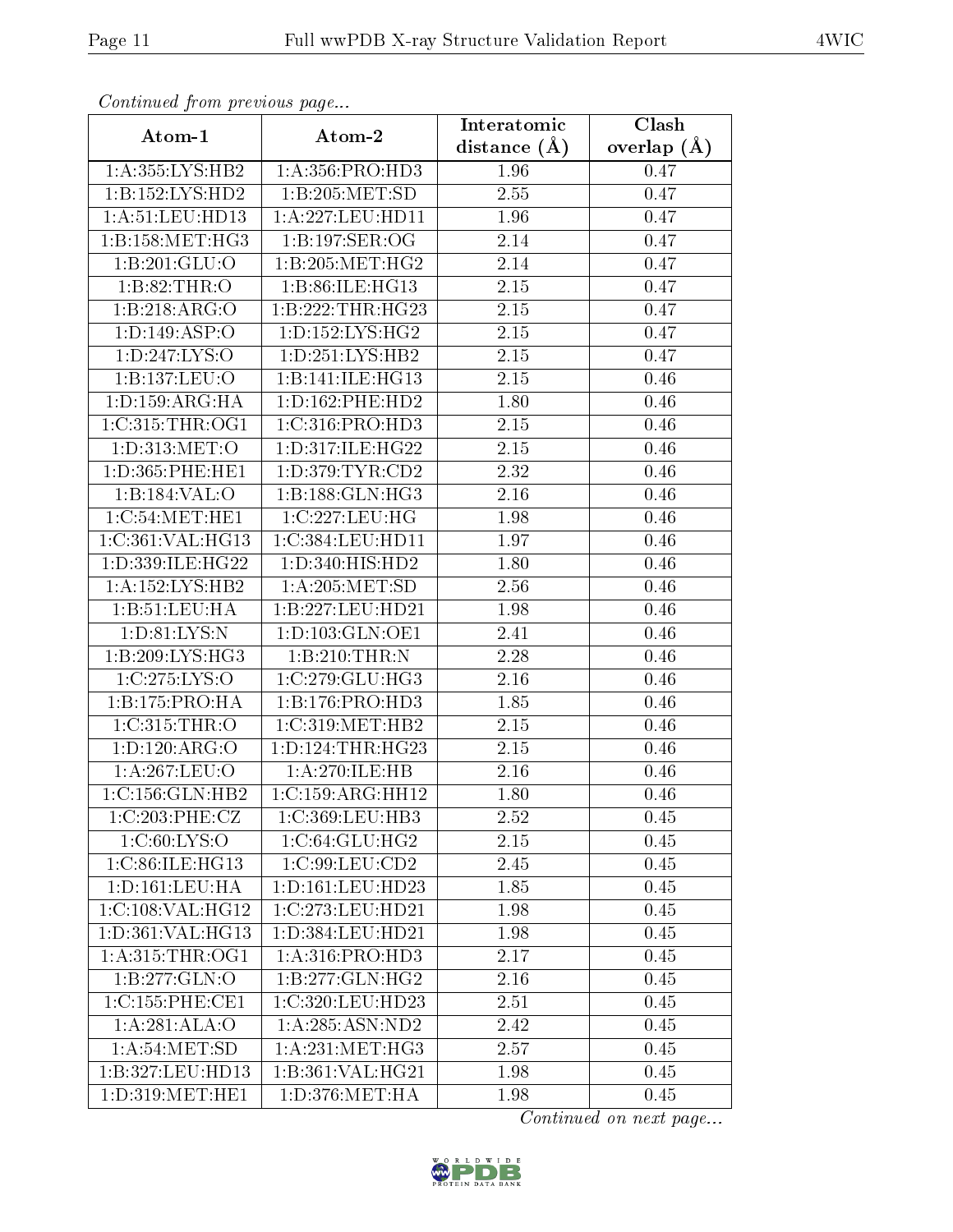*Continued from previous page...*

| Atom-1 | Atom-2 | Interatomic distance (Å) | Clash overlap (Å) |
|---|---|---|---|
| 1:A:355:LYS:HB2 | 1:A:356:PRO:HD3 | 1.96 | 0.47 |
| 1:B:152:LYS:HD2 | 1:B:205:MET:SD | 2.55 | 0.47 |
| 1:A:51:LEU:HD13 | 1:A:227:LEU:HD11 | 1.96 | 0.47 |
| 1:B:158:MET:HG3 | 1:B:197:SER:OG | 2.14 | 0.47 |
| 1:B:201:GLU:O | 1:B:205:MET:HG2 | 2.14 | 0.47 |
| 1:B:82:THR:O | 1:B:86:ILE:HG13 | 2.15 | 0.47 |
| 1:B:218:ARG:O | 1:B:222:THR:HG23 | 2.15 | 0.47 |
| 1:D:149:ASP:O | 1:D:152:LYS:HG2 | 2.15 | 0.47 |
| 1:D:247:LYS:O | 1:D:251:LYS:HB2 | 2.15 | 0.47 |
| 1:B:137:LEU:O | 1:B:141:ILE:HG13 | 2.15 | 0.46 |
| 1:D:159:ARG:HA | 1:D:162:PHE:HD2 | 1.80 | 0.46 |
| 1:C:315:THR:OG1 | 1:C:316:PRO:HD3 | 2.15 | 0.46 |
| 1:D:313:MET:O | 1:D:317:ILE:HG22 | 2.15 | 0.46 |
| 1:D:365:PHE:HE1 | 1:D:379:TYR:CD2 | 2.32 | 0.46 |
| 1:B:184:VAL:O | 1:B:188:GLN:HG3 | 2.16 | 0.46 |
| 1:C:54:MET:HE1 | 1:C:227:LEU:HG | 1.98 | 0.46 |
| 1:C:361:VAL:HG13 | 1:C:384:LEU:HD11 | 1.97 | 0.46 |
| 1:D:339:ILE:HG22 | 1:D:340:HIS:HD2 | 1.80 | 0.46 |
| 1:A:152:LYS:HB2 | 1:A:205:MET:SD | 2.56 | 0.46 |
| 1:B:51:LEU:HA | 1:B:227:LEU:HD21 | 1.98 | 0.46 |
| 1:D:81:LYS:N | 1:D:103:GLN:OE1 | 2.41 | 0.46 |
| 1:B:209:LYS:HG3 | 1:B:210:THR:N | 2.28 | 0.46 |
| 1:C:275:LYS:O | 1:C:279:GLU:HG3 | 2.16 | 0.46 |
| 1:B:175:PRO:HA | 1:B:176:PRO:HD3 | 1.85 | 0.46 |
| 1:C:315:THR:O | 1:C:319:MET:HB2 | 2.15 | 0.46 |
| 1:D:120:ARG:O | 1:D:124:THR:HG23 | 2.15 | 0.46 |
| 1:A:267:LEU:O | 1:A:270:ILE:HB | 2.16 | 0.46 |
| 1:C:156:GLN:HB2 | 1:C:159:ARG:HH12 | 1.80 | 0.46 |
| 1:C:203:PHE:CZ | 1:C:369:LEU:HB3 | 2.52 | 0.45 |
| 1:C:60:LYS:O | 1:C:64:GLU:HG2 | 2.15 | 0.45 |
| 1:C:86:ILE:HG13 | 1:C:99:LEU:CD2 | 2.45 | 0.45 |
| 1:D:161:LEU:HA | 1:D:161:LEU:HD23 | 1.85 | 0.45 |
| 1:C:108:VAL:HG12 | 1:C:273:LEU:HD21 | 1.98 | 0.45 |
| 1:D:361:VAL:HG13 | 1:D:384:LEU:HD21 | 1.98 | 0.45 |
| 1:A:315:THR:OG1 | 1:A:316:PRO:HD3 | 2.17 | 0.45 |
| 1:B:277:GLN:O | 1:B:277:GLN:HG2 | 2.16 | 0.45 |
| 1:C:155:PHE:CE1 | 1:C:320:LEU:HD23 | 2.51 | 0.45 |
| 1:A:281:ALA:O | 1:A:285:ASN:ND2 | 2.42 | 0.45 |
| 1:A:54:MET:SD | 1:A:231:MET:HG3 | 2.57 | 0.45 |
| 1:B:327:LEU:HD13 | 1:B:361:VAL:HG21 | 1.98 | 0.45 |
| 1:D:319:MET:HE1 | 1:D:376:MET:HA | 1.98 | 0.45 |

*Continued on next page...*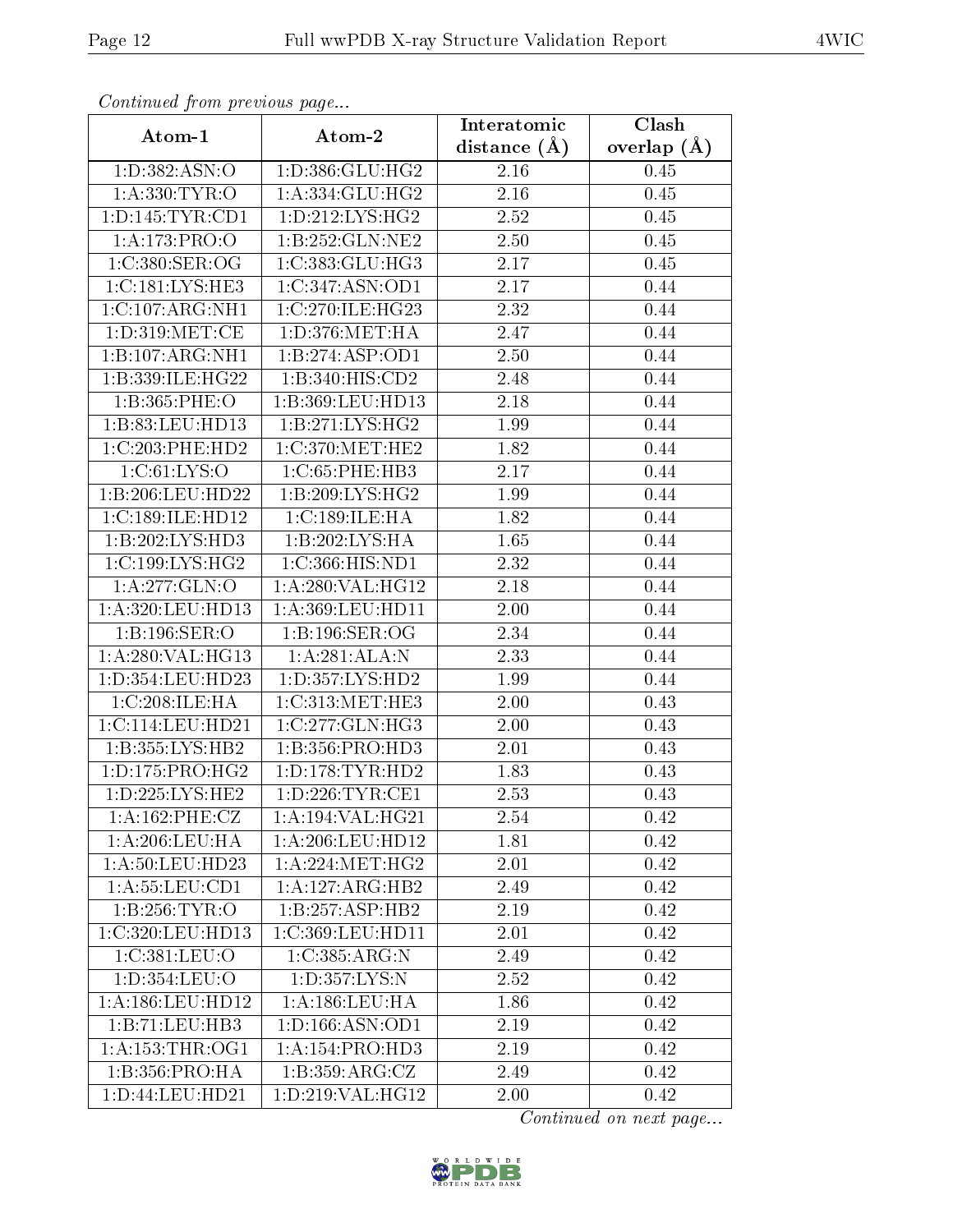*Continued from previous page...*

| Atom-1 | Atom-2 | Interatomic distance (Å) | Clash overlap (Å) |
|---|---|---|---|
| 1:D:382:ASN:O | 1:D:386:GLU:HG2 | 2.16 | 0.45 |
| 1:A:330:TYR:O | 1:A:334:GLU:HG2 | 2.16 | 0.45 |
| 1:D:145:TYR:CD1 | 1:D:212:LYS:HG2 | 2.52 | 0.45 |
| 1:A:173:PRO:O | 1:B:252:GLN:NE2 | 2.50 | 0.45 |
| 1:C:380:SER:OG | 1:C:383:GLU:HG3 | 2.17 | 0.45 |
| 1:C:181:LYS:HE3 | 1:C:347:ASN:OD1 | 2.17 | 0.44 |
| 1:C:107:ARG:NH1 | 1:C:270:ILE:HG23 | 2.32 | 0.44 |
| 1:D:319:MET:CE | 1:D:376:MET:HA | 2.47 | 0.44 |
| 1:B:107:ARG:NH1 | 1:B:274:ASP:OD1 | 2.50 | 0.44 |
| 1:B:339:ILE:HG22 | 1:B:340:HIS:CD2 | 2.48 | 0.44 |
| 1:B:365:PHE:O | 1:B:369:LEU:HD13 | 2.18 | 0.44 |
| 1:B:83:LEU:HD13 | 1:B:271:LYS:HG2 | 1.99 | 0.44 |
| 1:C:203:PHE:HD2 | 1:C:370:MET:HE2 | 1.82 | 0.44 |
| 1:C:61:LYS:O | 1:C:65:PHE:HB3 | 2.17 | 0.44 |
| 1:B:206:LEU:HD22 | 1:B:209:LYS:HG2 | 1.99 | 0.44 |
| 1:C:189:ILE:HD12 | 1:C:189:ILE:HA | 1.82 | 0.44 |
| 1:B:202:LYS:HD3 | 1:B:202:LYS:HA | 1.65 | 0.44 |
| 1:C:199:LYS:HG2 | 1:C:366:HIS:ND1 | 2.32 | 0.44 |
| 1:A:277:GLN:O | 1:A:280:VAL:HG12 | 2.18 | 0.44 |
| 1:A:320:LEU:HD13 | 1:A:369:LEU:HD11 | 2.00 | 0.44 |
| 1:B:196:SER:O | 1:B:196:SER:OG | 2.34 | 0.44 |
| 1:A:280:VAL:HG13 | 1:A:281:ALA:N | 2.33 | 0.44 |
| 1:D:354:LEU:HD23 | 1:D:357:LYS:HD2 | 1.99 | 0.44 |
| 1:C:208:ILE:HA | 1:C:313:MET:HE3 | 2.00 | 0.43 |
| 1:C:114:LEU:HD21 | 1:C:277:GLN:HG3 | 2.00 | 0.43 |
| 1:B:355:LYS:HB2 | 1:B:356:PRO:HD3 | 2.01 | 0.43 |
| 1:D:175:PRO:HG2 | 1:D:178:TYR:HD2 | 1.83 | 0.43 |
| 1:D:225:LYS:HE2 | 1:D:226:TYR:CE1 | 2.53 | 0.43 |
| 1:A:162:PHE:CZ | 1:A:194:VAL:HG21 | 2.54 | 0.42 |
| 1:A:206:LEU:HA | 1:A:206:LEU:HD12 | 1.81 | 0.42 |
| 1:A:50:LEU:HD23 | 1:A:224:MET:HG2 | 2.01 | 0.42 |
| 1:A:55:LEU:CD1 | 1:A:127:ARG:HB2 | 2.49 | 0.42 |
| 1:B:256:TYR:O | 1:B:257:ASP:HB2 | 2.19 | 0.42 |
| 1:C:320:LEU:HD13 | 1:C:369:LEU:HD11 | 2.01 | 0.42 |
| 1:C:381:LEU:O | 1:C:385:ARG:N | 2.49 | 0.42 |
| 1:D:354:LEU:O | 1:D:357:LYS:N | 2.52 | 0.42 |
| 1:A:186:LEU:HD12 | 1:A:186:LEU:HA | 1.86 | 0.42 |
| 1:B:71:LEU:HB3 | 1:D:166:ASN:OD1 | 2.19 | 0.42 |
| 1:A:153:THR:OG1 | 1:A:154:PRO:HD3 | 2.19 | 0.42 |
| 1:B:356:PRO:HA | 1:B:359:ARG:CZ | 2.49 | 0.42 |
| 1:D:44:LEU:HD21 | 1:D:219:VAL:HG12 | 2.00 | 0.42 |

*Continued on next page...*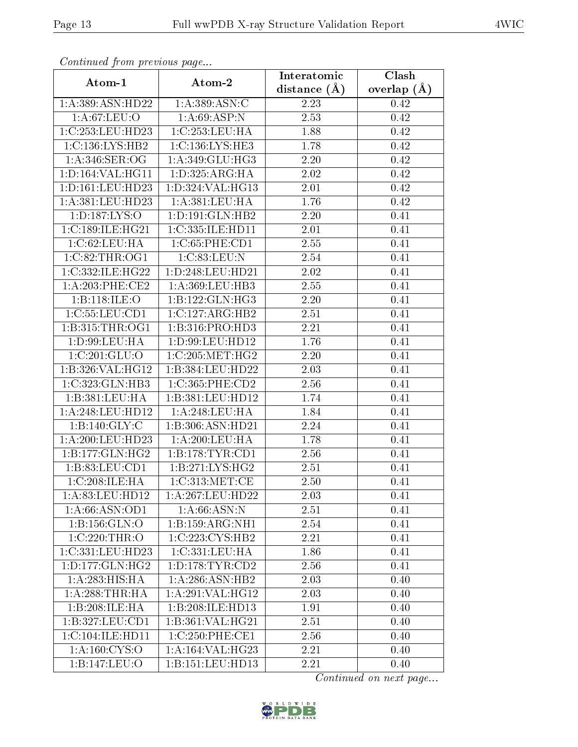*Continued from previous page...*

| Atom-1 | Atom-2 | Interatomic distance (Å) | Clash overlap (Å) |
|---|---|---|---|
| 1:A:389:ASN:HD22 | 1:A:389:ASN:C | 2.23 | 0.42 |
| 1:A:67:LEU:O | 1:A:69:ASP:N | 2.53 | 0.42 |
| 1:C:253:LEU:HD23 | 1:C:253:LEU:HA | 1.88 | 0.42 |
| 1:C:136:LYS:HB2 | 1:C:136:LYS:HE3 | 1.78 | 0.42 |
| 1:A:346:SER:OG | 1:A:349:GLU:HG3 | 2.20 | 0.42 |
| 1:D:164:VAL:HG11 | 1:D:325:ARG:HA | 2.02 | 0.42 |
| 1:D:161:LEU:HD23 | 1:D:324:VAL:HG13 | 2.01 | 0.42 |
| 1:A:381:LEU:HD23 | 1:A:381:LEU:HA | 1.76 | 0.42 |
| 1:D:187:LYS:O | 1:D:191:GLN:HB2 | 2.20 | 0.41 |
| 1:C:189:ILE:HG21 | 1:C:335:ILE:HD11 | 2.01 | 0.41 |
| 1:C:62:LEU:HA | 1:C:65:PHE:CD1 | 2.55 | 0.41 |
| 1:C:82:THR:OG1 | 1:C:83:LEU:N | 2.54 | 0.41 |
| 1:C:332:ILE:HG22 | 1:D:248:LEU:HD21 | 2.02 | 0.41 |
| 1:A:203:PHE:CE2 | 1:A:369:LEU:HB3 | 2.55 | 0.41 |
| 1:B:118:ILE:O | 1:B:122:GLN:HG3 | 2.20 | 0.41 |
| 1:C:55:LEU:CD1 | 1:C:127:ARG:HB2 | 2.51 | 0.41 |
| 1:B:315:THR:OG1 | 1:B:316:PRO:HD3 | 2.21 | 0.41 |
| 1:D:99:LEU:HA | 1:D:99:LEU:HD12 | 1.76 | 0.41 |
| 1:C:201:GLU:O | 1:C:205:MET:HG2 | 2.20 | 0.41 |
| 1:B:326:VAL:HG12 | 1:B:384:LEU:HD22 | 2.03 | 0.41 |
| 1:C:323:GLN:HB3 | 1:C:365:PHE:CD2 | 2.56 | 0.41 |
| 1:B:381:LEU:HA | 1:B:381:LEU:HD12 | 1.74 | 0.41 |
| 1:A:248:LEU:HD12 | 1:A:248:LEU:HA | 1.84 | 0.41 |
| 1:B:140:GLY:C | 1:B:306:ASN:HD21 | 2.24 | 0.41 |
| 1:A:200:LEU:HD23 | 1:A:200:LEU:HA | 1.78 | 0.41 |
| 1:B:177:GLN:HG2 | 1:B:178:TYR:CD1 | 2.56 | 0.41 |
| 1:B:83:LEU:CD1 | 1:B:271:LYS:HG2 | 2.51 | 0.41 |
| 1:C:208:ILE:HA | 1:C:313:MET:CE | 2.50 | 0.41 |
| 1:A:83:LEU:HD12 | 1:A:267:LEU:HD22 | 2.03 | 0.41 |
| 1:A:66:ASN:OD1 | 1:A:66:ASN:N | 2.51 | 0.41 |
| 1:B:156:GLN:O | 1:B:159:ARG:NH1 | 2.54 | 0.41 |
| 1:C:220:THR:O | 1:C:223:CYS:HB2 | 2.21 | 0.41 |
| 1:C:331:LEU:HD23 | 1:C:331:LEU:HA | 1.86 | 0.41 |
| 1:D:177:GLN:HG2 | 1:D:178:TYR:CD2 | 2.56 | 0.41 |
| 1:A:283:HIS:HA | 1:A:286:ASN:HB2 | 2.03 | 0.40 |
| 1:A:288:THR:HA | 1:A:291:VAL:HG12 | 2.03 | 0.40 |
| 1:B:208:ILE:HA | 1:B:208:ILE:HD13 | 1.91 | 0.40 |
| 1:B:327:LEU:CD1 | 1:B:361:VAL:HG21 | 2.51 | 0.40 |
| 1:C:104:ILE:HD11 | 1:C:250:PHE:CE1 | 2.56 | 0.40 |
| 1:A:160:CYS:O | 1:A:164:VAL:HG23 | 2.21 | 0.40 |
| 1:B:147:LEU:O | 1:B:151:LEU:HD13 | 2.21 | 0.40 |

*Continued on next page...*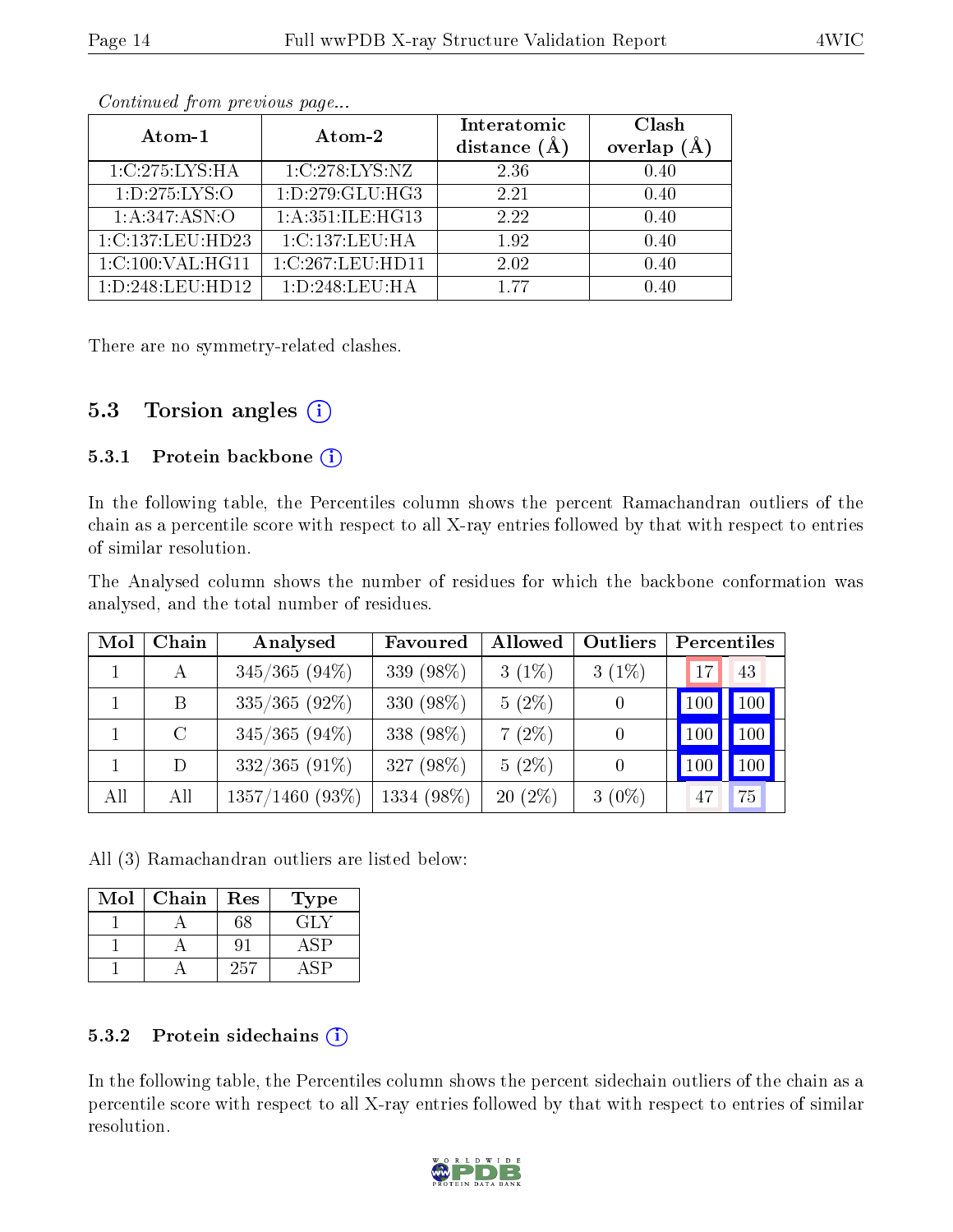*Continued from previous page...*

| Atom-1 | Atom-2 | Interatomic distance (Å) | Clash overlap (Å) |
|---|---|---|---|
| 1:C:275:LYS:HA | 1:C:278:LYS:NZ | 2.36 | 0.40 |
| 1:D:275:LYS:O | 1:D:279:GLU:HG3 | 2.21 | 0.40 |
| 1:A:347:ASN:O | 1:A:351:ILE:HG13 | 2.22 | 0.40 |
| 1:C:137:LEU:HD23 | 1:C:137:LEU:HA | 1.92 | 0.40 |
| 1:C:100:VAL:HG11 | 1:C:267:LEU:HD11 | 2.02 | 0.40 |
| 1:D:248:LEU:HD12 | 1:D:248:LEU:HA | 1.77 | 0.40 |

There are no symmetry-related clashes.

## 5.3 Torsion angles

### 5.3.1 Protein backbone

In the following table, the Percentiles column shows the percent Ramachandran outliers of the chain as a percentile score with respect to all X-ray entries followed by that with respect to entries of similar resolution.

The Analysed column shows the number of residues for which the backbone conformation was analysed, and the total number of residues.

| Mol | Chain | Analysed | Favoured | Allowed | Outliers | Percentiles | |
|---|---|---|---|---|---|---|---|
| 1 | A | 345/365 (94%) | 339 (98%) | 3 (1%) | 3 (1%) | 17 | 43 |
| 1 | B | 335/365 (92%) | 330 (98%) | 5 (2%) | 0 | 100 | 100 |
| 1 | C | 345/365 (94%) | 338 (98%) | 7 (2%) | 0 | 100 | 100 |
| 1 | D | 332/365 (91%) | 327 (98%) | 5 (2%) | 0 | 100 | 100 |
| All | All | 1357/1460 (93%) | 1334 (98%) | 20 (2%) | 3 (0%) | 47 | 75 |

All (3) Ramachandran outliers are listed below:

| Mol | Chain | Res | Type |
|---|---|---|---|
| 1 | A | 68 | GLY |
| 1 | A | 91 | ASP |
| 1 | A | 257 | ASP |

### 5.3.2 Protein sidechains

In the following table, the Percentiles column shows the percent sidechain outliers of the chain as a percentile score with respect to all X-ray entries followed by that with respect to entries of similar resolution.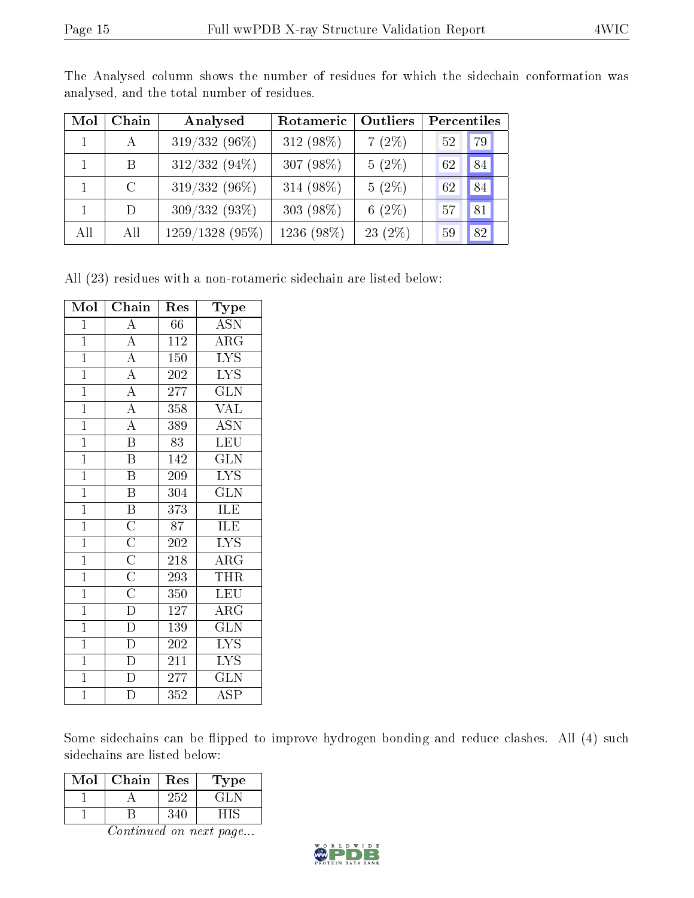The Analysed column shows the number of residues for which the sidechain conformation was analysed, and the total number of residues.

| Mol | Chain | Analysed | Rotameric | Outliers | Percentiles | |
|---|---|---|---|---|---|---|
| 1 | A | 319/332 (96%) | 312 (98%) | 7 (2%) | 52 | 79 |
| 1 | B | 312/332 (94%) | 307 (98%) | 5 (2%) | 62 | 84 |
| 1 | C | 319/332 (96%) | 314 (98%) | 5 (2%) | 62 | 84 |
| 1 | D | 309/332 (93%) | 303 (98%) | 6 (2%) | 57 | 81 |
| All | All | 1259/1328 (95%) | 1236 (98%) | 23 (2%) | 59 | 82 |

All (23) residues with a non-rotameric sidechain are listed below:

| Mol | Chain | Res | Type |
|---|---|---|---|
| 1 | A | 66 | ASN |
| 1 | A | 112 | ARG |
| 1 | A | 150 | LYS |
| 1 | A | 202 | LYS |
| 1 | A | 277 | GLN |
| 1 | A | 358 | VAL |
| 1 | A | 389 | ASN |
| 1 | B | 83 | LEU |
| 1 | B | 142 | GLN |
| 1 | B | 209 | LYS |
| 1 | B | 304 | GLN |
| 1 | B | 373 | ILE |
| 1 | C | 87 | ILE |
| 1 | C | 202 | LYS |
| 1 | C | 218 | ARG |
| 1 | C | 293 | THR |
| 1 | C | 350 | LEU |
| 1 | D | 127 | ARG |
| 1 | D | 139 | GLN |
| 1 | D | 202 | LYS |
| 1 | D | 211 | LYS |
| 1 | D | 277 | GLN |
| 1 | D | 352 | ASP |

Some sidechains can be flipped to improve hydrogen bonding and reduce clashes. All (4) such sidechains are listed below:

| Mol | Chain | Res | Type |
|---|---|---|---|
| 1 | A | 252 | GLN |
| 1 | B | 340 | HIS |

*Continued on next page...*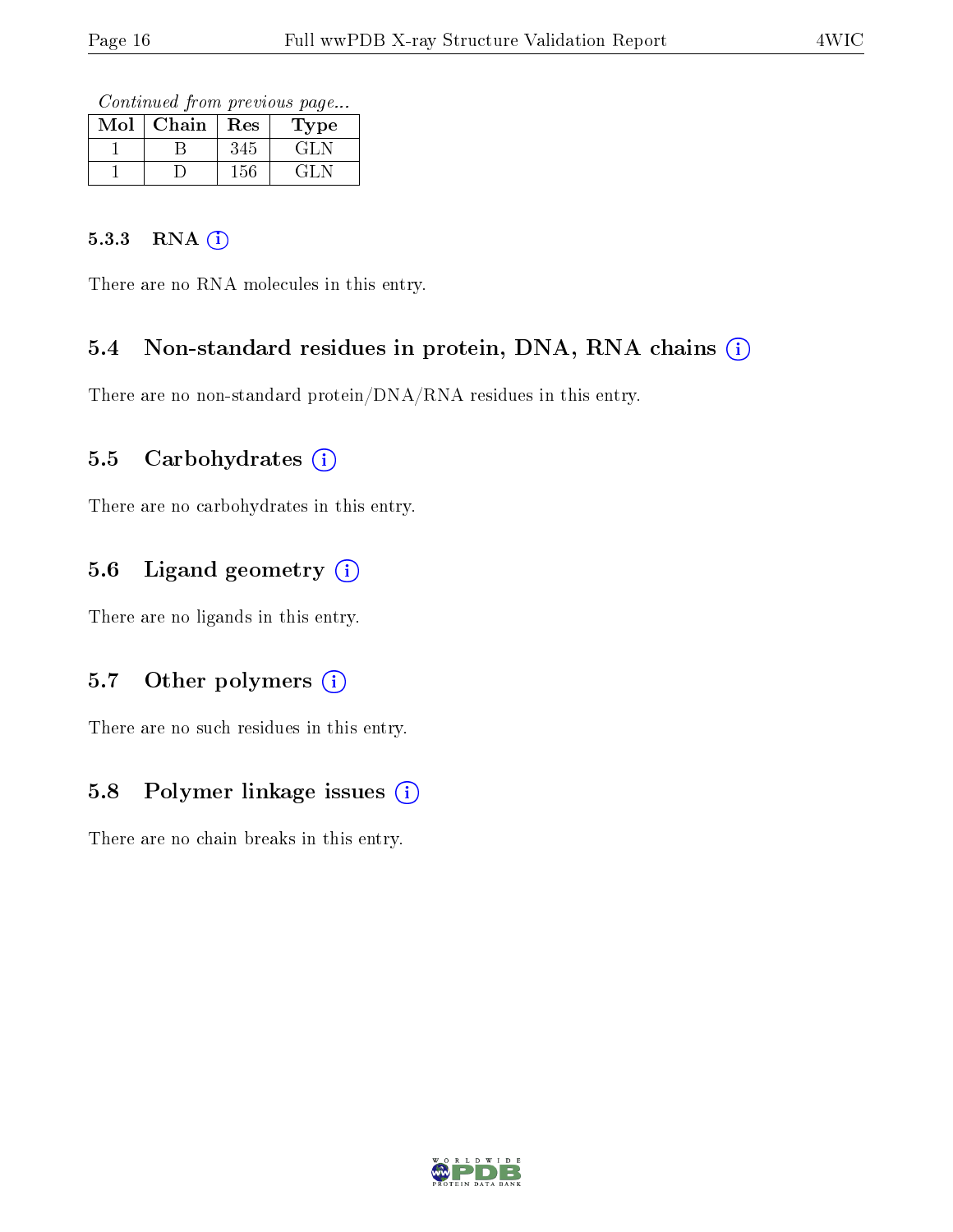*Continued from previous page...*

| Mol | Chain | Res | Type |
|---|---|---|---|
| 1 | B | 345 | GLN |
| 1 | D | 156 | GLN |

#### 5.3.3 RNA

There are no RNA molecules in this entry.

### 5.4 Non-standard residues in protein, DNA, RNA chains

There are no non-standard protein/DNA/RNA residues in this entry.

### 5.5 Carbohydrates

There are no carbohydrates in this entry.

### 5.6 Ligand geometry

There are no ligands in this entry.

### 5.7 Other polymers

There are no such residues in this entry.

### 5.8 Polymer linkage issues

There are no chain breaks in this entry.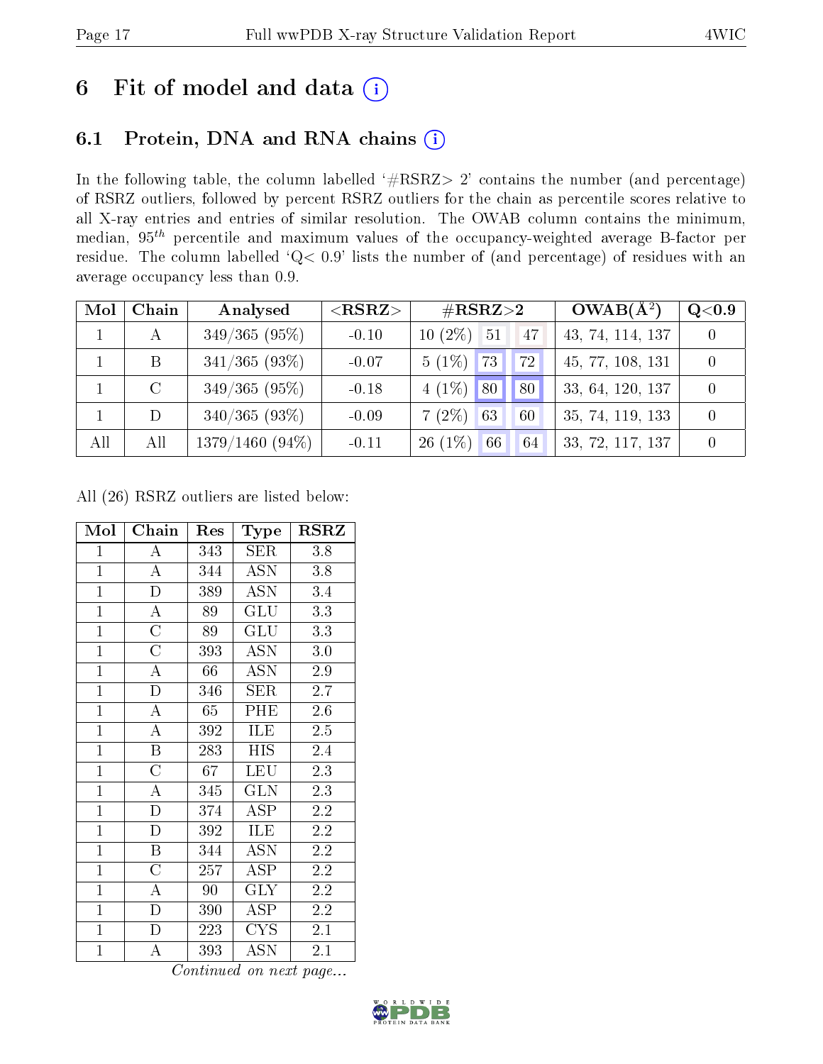# 6 Fit of model and data (i)

## 6.1 Protein, DNA and RNA chains (i)

In the following table, the column labelled '#RSRZ> 2' contains the number (and percentage) of RSRZ outliers, followed by percent RSRZ outliers for the chain as percentile scores relative to all X-ray entries and entries of similar resolution. The OWAB column contains the minimum, median, $95^{th}$ percentile and maximum values of the occupancy-weighted average B-factor per residue. The column labelled 'Q< 0.9' lists the number of (and percentage) of residues with an average occupancy less than 0.9.

| Mol | Chain | Analysed | <RSRZ> | #RSRZ>2 | | | OWAB(Å$^2$) | Q<0.9 |
|---|---|---|---|---|---|---|---|---|
| 1 | A | 349/365 (95%) | -0.10 | 10 (2%) | 51 | 47 | 43, 74, 114, 137 | 0 |
| 1 | B | 341/365 (93%) | -0.07 | 5 (1%) | 73 | 72 | 45, 77, 108, 131 | 0 |
| 1 | C | 349/365 (95%) | -0.18 | 4 (1%) | 80 | 80 | 33, 64, 120, 137 | 0 |
| 1 | D | 340/365 (93%) | -0.09 | 7 (2%) | 63 | 60 | 35, 74, 119, 133 | 0 |
| All | All | 1379/1460 (94%) | -0.11 | 26 (1%) | 66 | 64 | 33, 72, 117, 137 | 0 |

All (26) RSRZ outliers are listed below:

| Mol | Chain | Res | Type | RSRZ |
|---|---|---|---|---|
| 1 | A | 343 | SER | 3.8 |
| 1 | A | 344 | ASN | 3.8 |
| 1 | D | 389 | ASN | 3.4 |
| 1 | A | 89 | GLU | 3.3 |
| 1 | C | 89 | GLU | 3.3 |
| 1 | C | 393 | ASN | 3.0 |
| 1 | A | 66 | ASN | 2.9 |
| 1 | D | 346 | SER | 2.7 |
| 1 | A | 65 | PHE | 2.6 |
| 1 | A | 392 | ILE | 2.5 |
| 1 | B | 283 | HIS | 2.4 |
| 1 | C | 67 | LEU | 2.3 |
| 1 | A | 345 | GLN | 2.3 |
| 1 | D | 374 | ASP | 2.2 |
| 1 | D | 392 | ILE | 2.2 |
| 1 | B | 344 | ASN | 2.2 |
| 1 | C | 257 | ASP | 2.2 |
| 1 | A | 90 | GLY | 2.2 |
| 1 | D | 390 | ASP | 2.2 |
| 1 | D | 223 | CYS | 2.1 |
| 1 | A | 393 | ASN | 2.1 |

*Continued on next page...*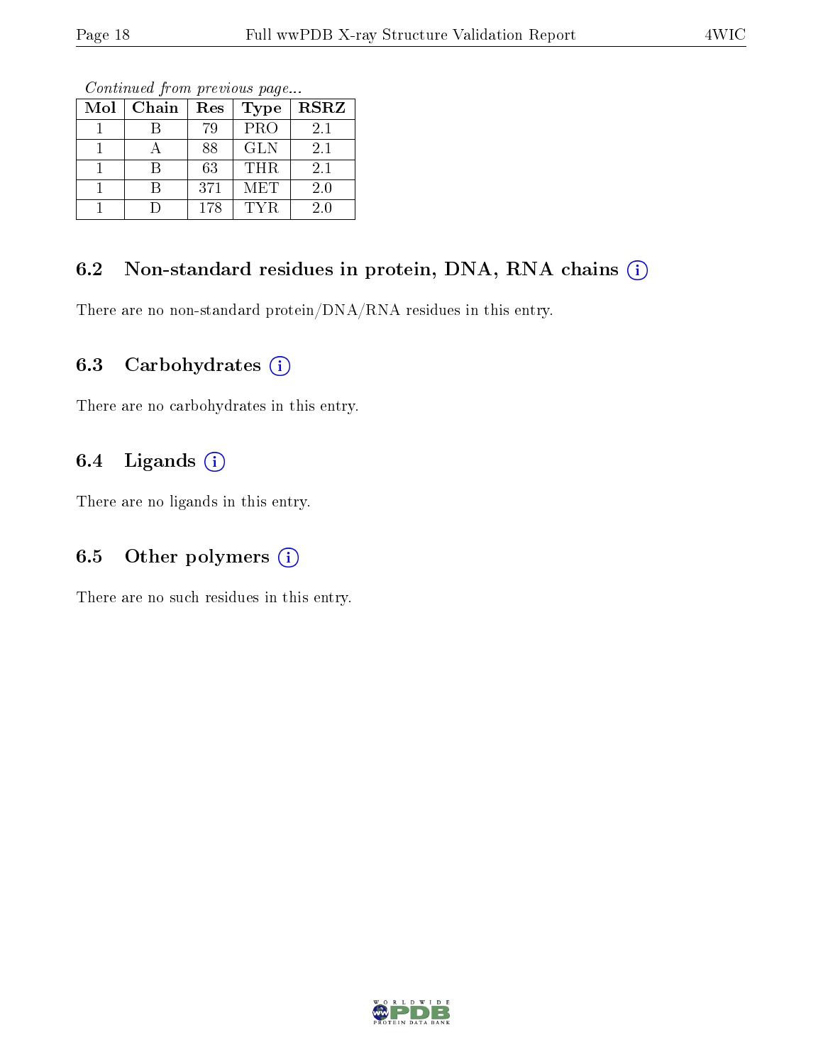*Continued from previous page...*

| Mol | Chain | Res | Type | RSRZ |
|---|---|---|---|---|
| 1 | B | 79 | PRO | 2.1 |
| 1 | A | 88 | GLN | 2.1 |
| 1 | B | 63 | THR | 2.1 |
| 1 | B | 371 | MET | 2.0 |
| 1 | D | 178 | TYR | 2.0 |

### 6.2 Non-standard residues in protein, DNA, RNA chains (i)

There are no non-standard protein/DNA/RNA residues in this entry.

### 6.3 Carbohydrates (i)

There are no carbohydrates in this entry.

### 6.4 Ligands (i)

There are no ligands in this entry.

### 6.5 Other polymers (i)

There are no such residues in this entry.